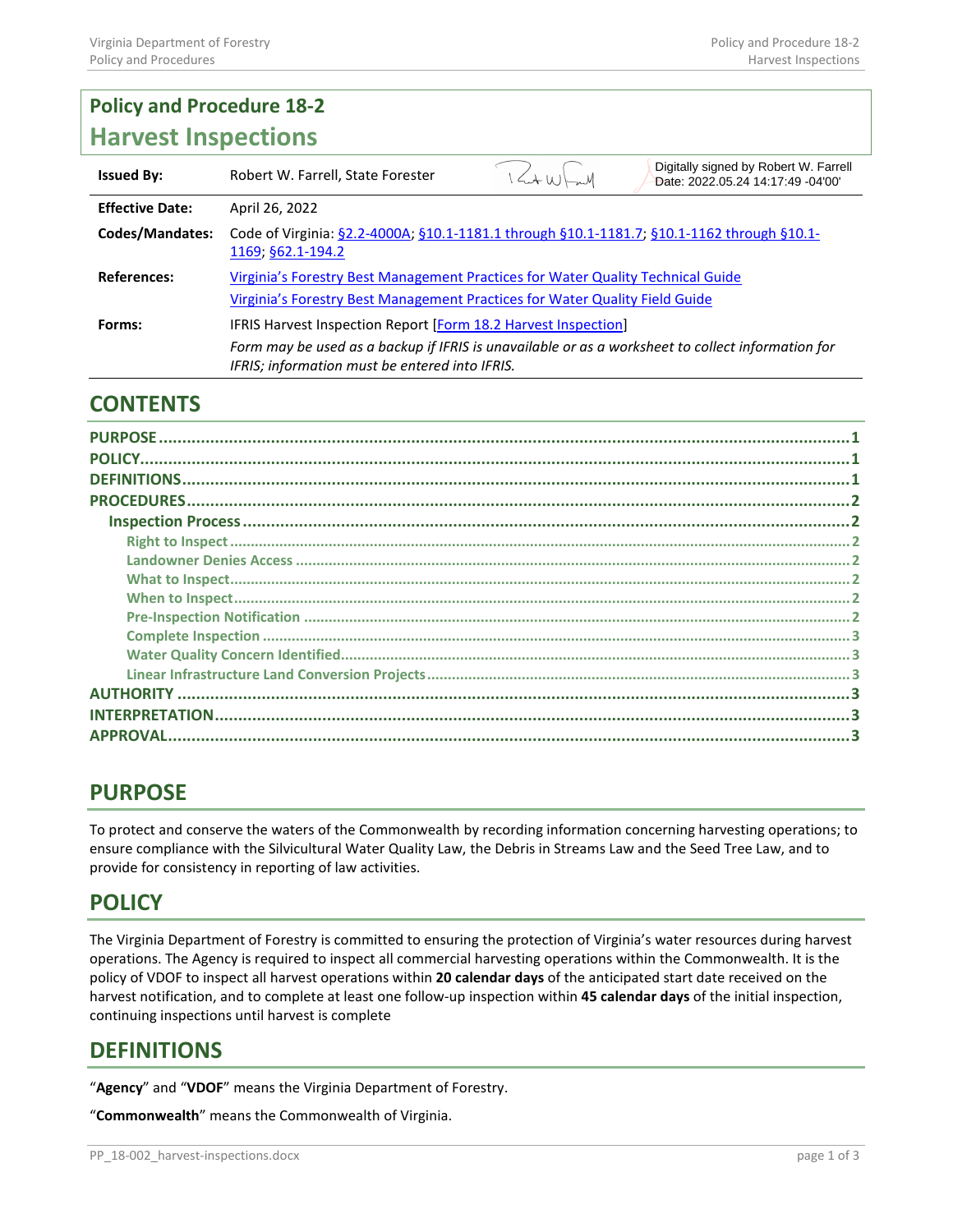# Policy and Procedure 18-2

# Harvest Inspections

| | |
|---|---|
| **Issued By:** | Robert W. Farrell, State Forester — Digitally signed by Robert W. Farrell Date: 2022.05.24 14:17:49 -04'00' |
| **Effective Date:** | April 26, 2022 |
| **Codes/Mandates:** | Code of Virginia: [§2.2-4000A]; [§10.1-1181.1 through §10.1-1181.7]; [§10.1-1162 through §10.1-1169]; [§62.1-194.2] |
| **References:** | Virginia's Forestry Best Management Practices for Water Quality Technical Guide<br>Virginia's Forestry Best Management Practices for Water Quality Field Guide |
| **Forms:** | IFRIS Harvest Inspection Report [Form 18.2 Harvest Inspection]<br>*Form may be used as a backup if IFRIS is unavailable or as a worksheet to collect information for IFRIS; information must be entered into IFRIS.* |

## CONTENTS

- PURPOSE ....... 1
- POLICY ....... 1
- DEFINITIONS ....... 1
- PROCEDURES ....... 2
  - Inspection Process ....... 2
    - Right to Inspect ....... 2
    - Landowner Denies Access ....... 2
    - What to Inspect ....... 2
    - When to Inspect ....... 2
    - Pre-Inspection Notification ....... 2
    - Complete Inspection ....... 3
    - Water Quality Concern Identified ....... 3
    - Linear Infrastructure Land Conversion Projects ....... 3
- AUTHORITY ....... 3
- INTERPRETATION ....... 3
- APPROVAL ....... 3

## PURPOSE

To protect and conserve the waters of the Commonwealth by recording information concerning harvesting operations; to ensure compliance with the Silvicultural Water Quality Law, the Debris in Streams Law and the Seed Tree Law, and to provide for consistency in reporting of law activities.

## POLICY

The Virginia Department of Forestry is committed to ensuring the protection of Virginia's water resources during harvest operations. The Agency is required to inspect all commercial harvesting operations within the Commonwealth. It is the policy of VDOF to inspect all harvest operations within **20 calendar days** of the anticipated start date received on the harvest notification, and to complete at least one follow-up inspection within **45 calendar days** of the initial inspection, continuing inspections until harvest is complete

## DEFINITIONS

"**Agency**" and "**VDOF**" means the Virginia Department of Forestry.

"**Commonwealth**" means the Commonwealth of Virginia.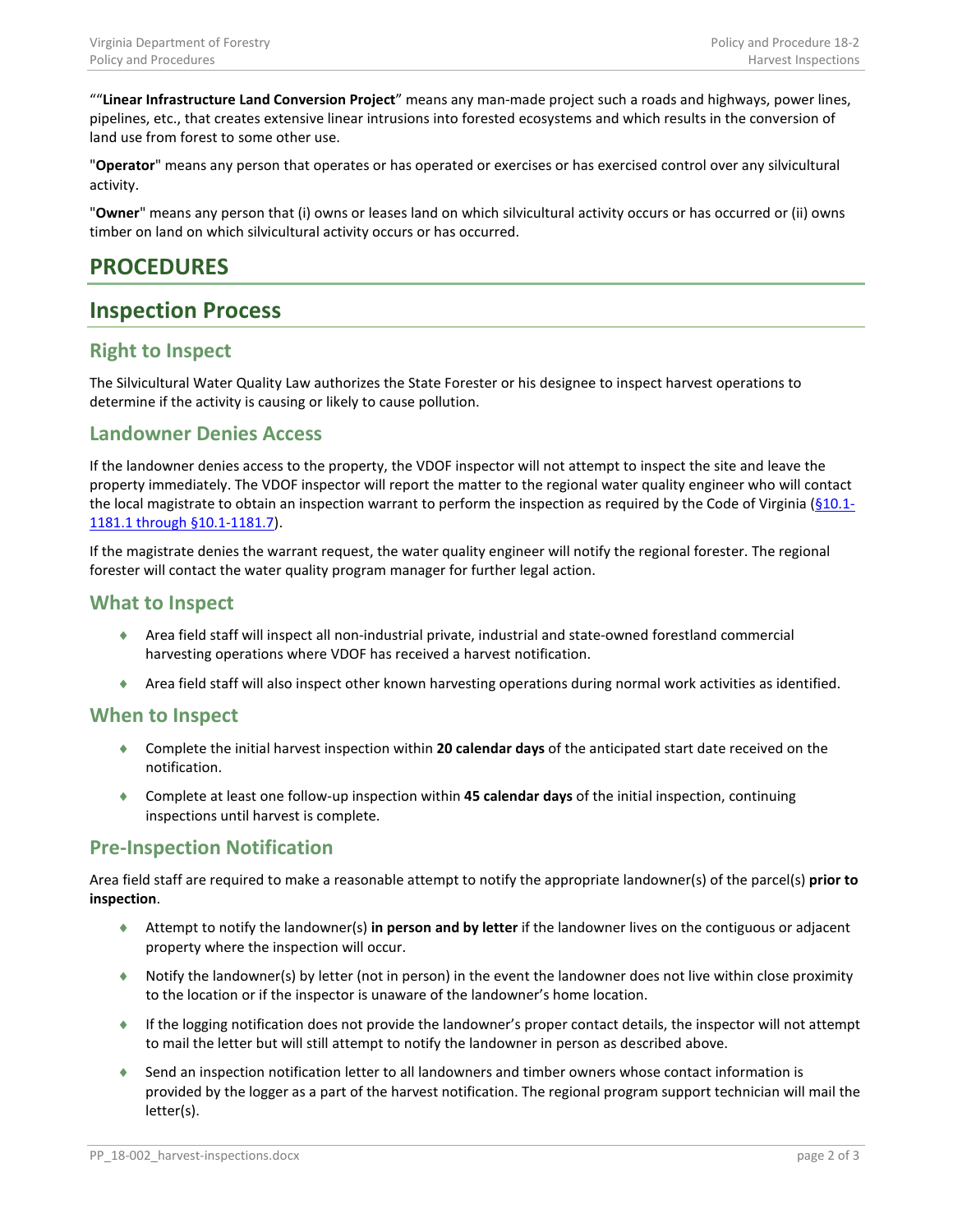""**Linear Infrastructure Land Conversion Project**" means any man-made project such a roads and highways, power lines, pipelines, etc., that creates extensive linear intrusions into forested ecosystems and which results in the conversion of land use from forest to some other use.

"**Operator**" means any person that operates or has operated or exercises or has exercised control over any silvicultural activity.

"**Owner**" means any person that (i) owns or leases land on which silvicultural activity occurs or has occurred or (ii) owns timber on land on which silvicultural activity occurs or has occurred.

# PROCEDURES

## Inspection Process

### Right to Inspect

The Silvicultural Water Quality Law authorizes the State Forester or his designee to inspect harvest operations to determine if the activity is causing or likely to cause pollution.

### Landowner Denies Access

If the landowner denies access to the property, the VDOF inspector will not attempt to inspect the site and leave the property immediately. The VDOF inspector will report the matter to the regional water quality engineer who will contact the local magistrate to obtain an inspection warrant to perform the inspection as required by the Code of Virginia (§10.1-1181.1 through §10.1-1181.7).

If the magistrate denies the warrant request, the water quality engineer will notify the regional forester. The regional forester will contact the water quality program manager for further legal action.

### What to Inspect

- Area field staff will inspect all non-industrial private, industrial and state-owned forestland commercial harvesting operations where VDOF has received a harvest notification.
- Area field staff will also inspect other known harvesting operations during normal work activities as identified.

### When to Inspect

- Complete the initial harvest inspection within **20 calendar days** of the anticipated start date received on the notification.
- Complete at least one follow-up inspection within **45 calendar days** of the initial inspection, continuing inspections until harvest is complete.

### Pre-Inspection Notification

Area field staff are required to make a reasonable attempt to notify the appropriate landowner(s) of the parcel(s) **prior to inspection**.

- Attempt to notify the landowner(s) **in person and by letter** if the landowner lives on the contiguous or adjacent property where the inspection will occur.
- Notify the landowner(s) by letter (not in person) in the event the landowner does not live within close proximity to the location or if the inspector is unaware of the landowner's home location.
- If the logging notification does not provide the landowner's proper contact details, the inspector will not attempt to mail the letter but will still attempt to notify the landowner in person as described above.
- Send an inspection notification letter to all landowners and timber owners whose contact information is provided by the logger as a part of the harvest notification. The regional program support technician will mail the letter(s).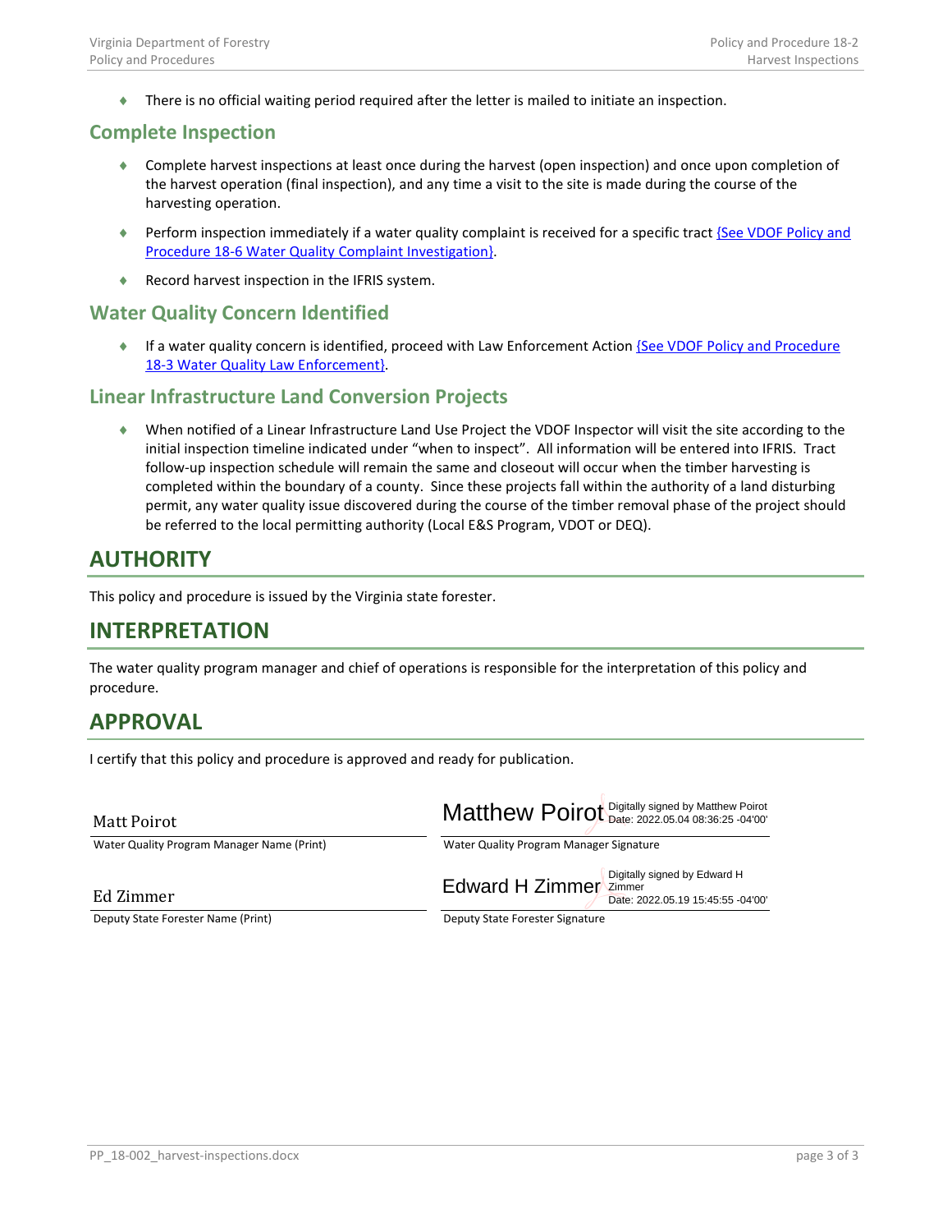- There is no official waiting period required after the letter is mailed to initiate an inspection.

### Complete Inspection

- Complete harvest inspections at least once during the harvest (open inspection) and once upon completion of the harvest operation (final inspection), and any time a visit to the site is made during the course of the harvesting operation.
- Perform inspection immediately if a water quality complaint is received for a specific tract {See VDOF Policy and Procedure 18-6 Water Quality Complaint Investigation}.
- Record harvest inspection in the IFRIS system.

### Water Quality Concern Identified

- If a water quality concern is identified, proceed with Law Enforcement Action {See VDOF Policy and Procedure 18-3 Water Quality Law Enforcement}.

### Linear Infrastructure Land Conversion Projects

- When notified of a Linear Infrastructure Land Use Project the VDOF Inspector will visit the site according to the initial inspection timeline indicated under "when to inspect". All information will be entered into IFRIS. Tract follow-up inspection schedule will remain the same and closeout will occur when the timber harvesting is completed within the boundary of a county. Since these projects fall within the authority of a land disturbing permit, any water quality issue discovered during the course of the timber removal phase of the project should be referred to the local permitting authority (Local E&S Program, VDOT or DEQ).

## AUTHORITY

This policy and procedure is issued by the Virginia state forester.

## INTERPRETATION

The water quality program manager and chief of operations is responsible for the interpretation of this policy and procedure.

## APPROVAL

I certify that this policy and procedure is approved and ready for publication.

| | |
|---|---|
| Matt Poirot | Matthew Poirot — Digitally signed by Matthew Poirot Date: 2022.05.04 08:36:25 -04'00' |
| Water Quality Program Manager Name (Print) | Water Quality Program Manager Signature |
| Ed Zimmer | Edward H Zimmer — Digitally signed by Edward H Zimmer Date: 2022.05.19 15:45:55 -04'00' |
| Deputy State Forester Name (Print) | Deputy State Forester Signature |